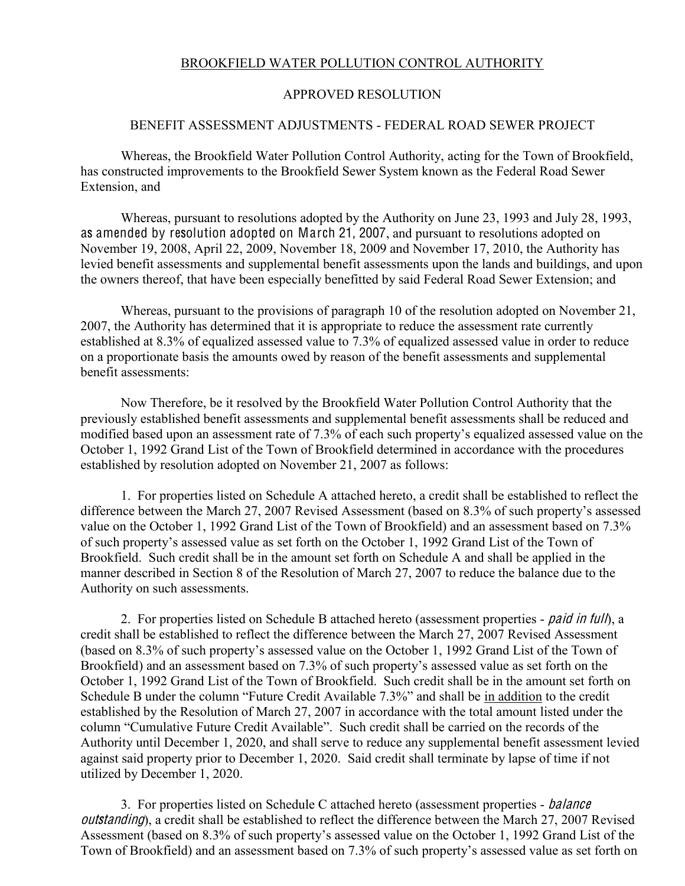BROOKFIELD WATER POLLUTION CONTROL AUTHORITY

APPROVED RESOLUTION

BENEFIT ASSESSMENT ADJUSTMENTS - FEDERAL ROAD SEWER PROJECT

Whereas, the Brookfield Water Pollution Control Authority, acting for the Town of Brookfield, has constructed improvements to the Brookfield Sewer System known as the Federal Road Sewer Extension, and

Whereas, pursuant to resolutions adopted by the Authority on June 23, 1993 and July 28, 1993, as amended by resolution adopted on March 21, 2007, and pursuant to resolutions adopted on November 19, 2008, April 22, 2009, November 18, 2009 and November 17, 2010, the Authority has levied benefit assessments and supplemental benefit assessments upon the lands and buildings, and upon the owners thereof, that have been especially benefitted by said Federal Road Sewer Extension; and

Whereas, pursuant to the provisions of paragraph 10 of the resolution adopted on November 21, 2007, the Authority has determined that it is appropriate to reduce the assessment rate currently established at 8.3% of equalized assessed value to 7.3% of equalized assessed value in order to reduce on a proportionate basis the amounts owed by reason of the benefit assessments and supplemental benefit assessments:

Now Therefore, be it resolved by the Brookfield Water Pollution Control Authority that the previously established benefit assessments and supplemental benefit assessments shall be reduced and modified based upon an assessment rate of 7.3% of each such property's equalized assessed value on the October 1, 1992 Grand List of the Town of Brookfield determined in accordance with the procedures established by resolution adopted on November 21, 2007 as follows:

1. For properties listed on Schedule A attached hereto, a credit shall be established to reflect the difference between the March 27, 2007 Revised Assessment (based on 8.3% of such property's assessed value on the October 1, 1992 Grand List of the Town of Brookfield) and an assessment based on 7.3% of such property's assessed value as set forth on the October 1, 1992 Grand List of the Town of Brookfield. Such credit shall be in the amount set forth on Schedule A and shall be applied in the manner described in Section 8 of the Resolution of March 27, 2007 to reduce the balance due to the Authority on such assessments.

2. For properties listed on Schedule B attached hereto (assessment properties - *paid in full*), a credit shall be established to reflect the difference between the March 27, 2007 Revised Assessment (based on 8.3% of such property's assessed value on the October 1, 1992 Grand List of the Town of Brookfield) and an assessment based on 7.3% of such property's assessed value as set forth on the October 1, 1992 Grand List of the Town of Brookfield. Such credit shall be in the amount set forth on Schedule B under the column "Future Credit Available 7.3%" and shall be in addition to the credit established by the Resolution of March 27, 2007 in accordance with the total amount listed under the column "Cumulative Future Credit Available". Such credit shall be carried on the records of the Authority until December 1, 2020, and shall serve to reduce any supplemental benefit assessment levied against said property prior to December 1, 2020. Said credit shall terminate by lapse of time if not utilized by December 1, 2020.

3. For properties listed on Schedule C attached hereto (assessment properties - *balance outstanding*), a credit shall be established to reflect the difference between the March 27, 2007 Revised Assessment (based on 8.3% of such property's assessed value on the October 1, 1992 Grand List of the Town of Brookfield) and an assessment based on 7.3% of such property's assessed value as set forth on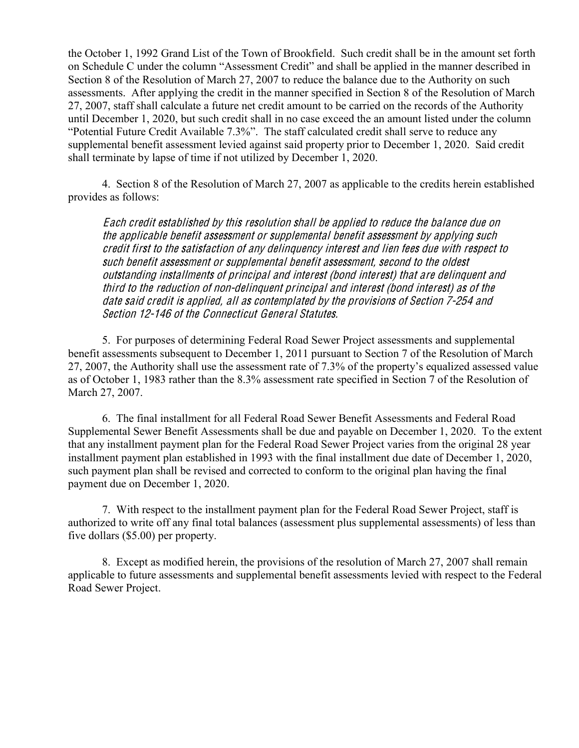the October 1, 1992 Grand List of the Town of Brookfield. Such credit shall be in the amount set forth on Schedule C under the column "Assessment Credit" and shall be applied in the manner described in Section 8 of the Resolution of March 27, 2007 to reduce the balance due to the Authority on such assessments. After applying the credit in the manner specified in Section 8 of the Resolution of March 27, 2007, staff shall calculate a future net credit amount to be carried on the records of the Authority until December 1, 2020, but such credit shall in no case exceed the an amount listed under the column "Potential Future Credit Available 7.3%". The staff calculated credit shall serve to reduce any supplemental benefit assessment levied against said property prior to December 1, 2020. Said credit shall terminate by lapse of time if not utilized by December 1, 2020.

4. Section 8 of the Resolution of March 27, 2007 as applicable to the credits herein established provides as follows:

> *Each credit established by this resolution shall be applied to reduce the balance due on the applicable benefit assessment or supplemental benefit assessment by applying such credit first to the satisfaction of any delinquency interest and lien fees due with respect to such benefit assessment or supplemental benefit assessment, second to the oldest outstanding installments of principal and interest (bond interest) that are delinquent and third to the reduction of non-delinquent principal and interest (bond interest) as of the date said credit is applied, all as contemplated by the provisions of Section 7-254 and Section 12-146 of the Connecticut General Statutes.*

5. For purposes of determining Federal Road Sewer Project assessments and supplemental benefit assessments subsequent to December 1, 2011 pursuant to Section 7 of the Resolution of March 27, 2007, the Authority shall use the assessment rate of 7.3% of the property's equalized assessed value as of October 1, 1983 rather than the 8.3% assessment rate specified in Section 7 of the Resolution of March 27, 2007.

6. The final installment for all Federal Road Sewer Benefit Assessments and Federal Road Supplemental Sewer Benefit Assessments shall be due and payable on December 1, 2020. To the extent that any installment payment plan for the Federal Road Sewer Project varies from the original 28 year installment payment plan established in 1993 with the final installment due date of December 1, 2020, such payment plan shall be revised and corrected to conform to the original plan having the final payment due on December 1, 2020.

7. With respect to the installment payment plan for the Federal Road Sewer Project, staff is authorized to write off any final total balances (assessment plus supplemental assessments) of less than five dollars ($5.00) per property.

8. Except as modified herein, the provisions of the resolution of March 27, 2007 shall remain applicable to future assessments and supplemental benefit assessments levied with respect to the Federal Road Sewer Project.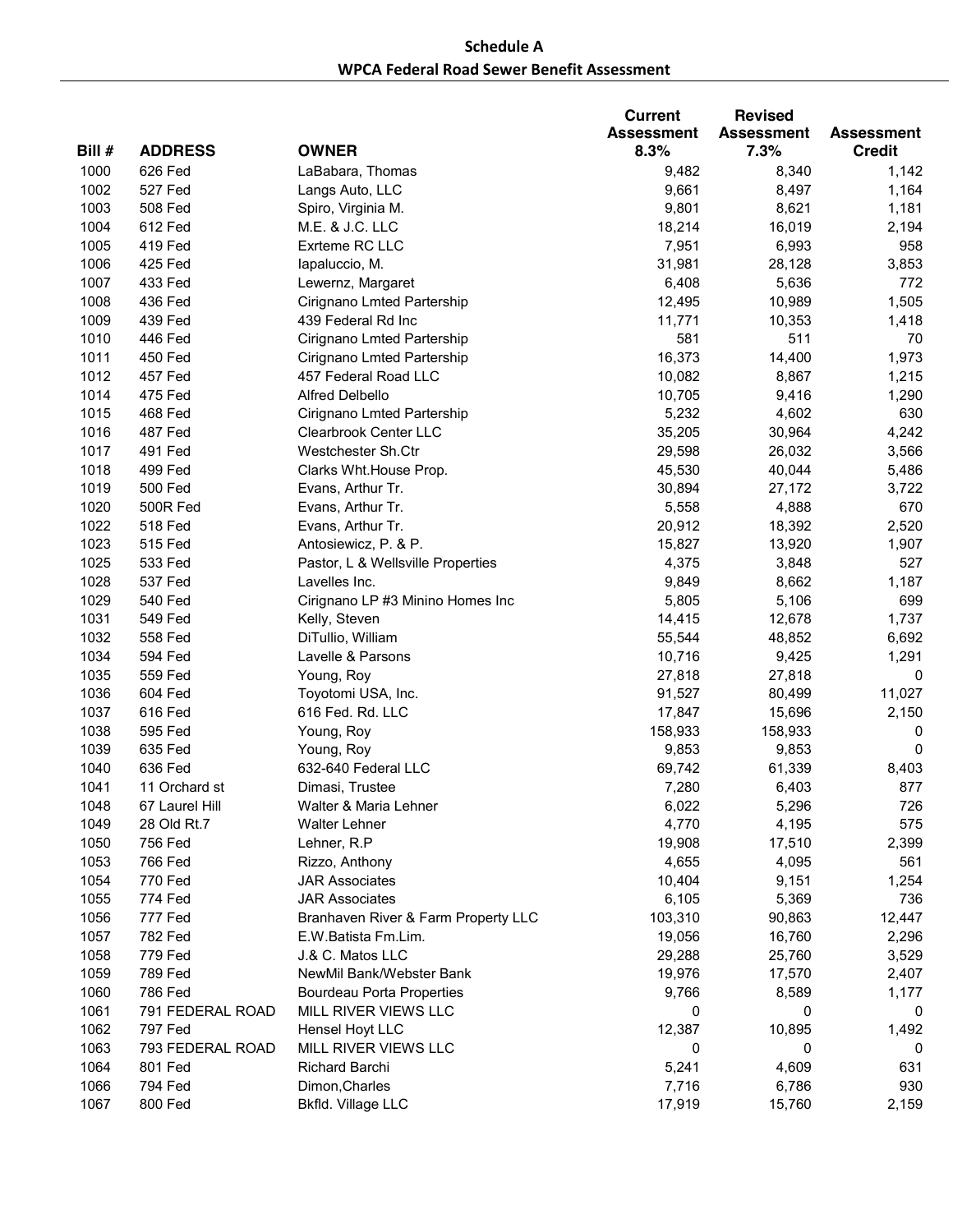**Schedule A**

**WPCA Federal Road Sewer Benefit Assessment**

| Bill # | ADDRESS | OWNER | Current Assessment 8.3% | Revised Assessment 7.3% | Assessment Credit |
|---|---|---|---|---|---|
| 1000 | 626 Fed | LaBabara, Thomas | 9,482 | 8,340 | 1,142 |
| 1002 | 527 Fed | Langs Auto, LLC | 9,661 | 8,497 | 1,164 |
| 1003 | 508 Fed | Spiro, Virginia M. | 9,801 | 8,621 | 1,181 |
| 1004 | 612 Fed | M.E. & J.C. LLC | 18,214 | 16,019 | 2,194 |
| 1005 | 419 Fed | Exrteme RC LLC | 7,951 | 6,993 | 958 |
| 1006 | 425 Fed | Iapaluccio, M. | 31,981 | 28,128 | 3,853 |
| 1007 | 433 Fed | Lewernz, Margaret | 6,408 | 5,636 | 772 |
| 1008 | 436 Fed | Cirignano Lmted Partership | 12,495 | 10,989 | 1,505 |
| 1009 | 439 Fed | 439 Federal Rd Inc | 11,771 | 10,353 | 1,418 |
| 1010 | 446 Fed | Cirignano Lmted Partership | 581 | 511 | 70 |
| 1011 | 450 Fed | Cirignano Lmted Partership | 16,373 | 14,400 | 1,973 |
| 1012 | 457 Fed | 457 Federal Road LLC | 10,082 | 8,867 | 1,215 |
| 1014 | 475 Fed | Alfred Delbello | 10,705 | 9,416 | 1,290 |
| 1015 | 468 Fed | Cirignano Lmted Partership | 5,232 | 4,602 | 630 |
| 1016 | 487 Fed | Clearbrook Center LLC | 35,205 | 30,964 | 4,242 |
| 1017 | 491 Fed | Westchester Sh.Ctr | 29,598 | 26,032 | 3,566 |
| 1018 | 499 Fed | Clarks Wht.House Prop. | 45,530 | 40,044 | 5,486 |
| 1019 | 500 Fed | Evans, Arthur Tr. | 30,894 | 27,172 | 3,722 |
| 1020 | 500R Fed | Evans, Arthur Tr. | 5,558 | 4,888 | 670 |
| 1022 | 518 Fed | Evans, Arthur Tr. | 20,912 | 18,392 | 2,520 |
| 1023 | 515 Fed | Antosiewicz, P. & P. | 15,827 | 13,920 | 1,907 |
| 1025 | 533 Fed | Pastor, L & Wellsville Properties | 4,375 | 3,848 | 527 |
| 1028 | 537 Fed | Lavelles Inc. | 9,849 | 8,662 | 1,187 |
| 1029 | 540 Fed | Cirignano LP #3 Minino Homes Inc | 5,805 | 5,106 | 699 |
| 1031 | 549 Fed | Kelly, Steven | 14,415 | 12,678 | 1,737 |
| 1032 | 558 Fed | DiTullio, William | 55,544 | 48,852 | 6,692 |
| 1034 | 594 Fed | Lavelle & Parsons | 10,716 | 9,425 | 1,291 |
| 1035 | 559 Fed | Young, Roy | 27,818 | 27,818 | 0 |
| 1036 | 604 Fed | Toyotomi USA, Inc. | 91,527 | 80,499 | 11,027 |
| 1037 | 616 Fed | 616 Fed. Rd. LLC | 17,847 | 15,696 | 2,150 |
| 1038 | 595 Fed | Young, Roy | 158,933 | 158,933 | 0 |
| 1039 | 635 Fed | Young, Roy | 9,853 | 9,853 | 0 |
| 1040 | 636 Fed | 632-640 Federal LLC | 69,742 | 61,339 | 8,403 |
| 1041 | 11 Orchard st | Dimasi, Trustee | 7,280 | 6,403 | 877 |
| 1048 | 67 Laurel Hill | Walter & Maria Lehner | 6,022 | 5,296 | 726 |
| 1049 | 28 Old Rt.7 | Walter Lehner | 4,770 | 4,195 | 575 |
| 1050 | 756 Fed | Lehner, R.P | 19,908 | 17,510 | 2,399 |
| 1053 | 766 Fed | Rizzo, Anthony | 4,655 | 4,095 | 561 |
| 1054 | 770 Fed | JAR Associates | 10,404 | 9,151 | 1,254 |
| 1055 | 774 Fed | JAR Associates | 6,105 | 5,369 | 736 |
| 1056 | 777 Fed | Branhaven River & Farm Property LLC | 103,310 | 90,863 | 12,447 |
| 1057 | 782 Fed | E.W.Batista Fm.Lim. | 19,056 | 16,760 | 2,296 |
| 1058 | 779 Fed | J.& C. Matos LLC | 29,288 | 25,760 | 3,529 |
| 1059 | 789 Fed | NewMil Bank/Webster Bank | 19,976 | 17,570 | 2,407 |
| 1060 | 786 Fed | Bourdeau Porta Properties | 9,766 | 8,589 | 1,177 |
| 1061 | 791 FEDERAL ROAD | MILL RIVER VIEWS LLC | 0 | 0 | 0 |
| 1062 | 797 Fed | Hensel Hoyt LLC | 12,387 | 10,895 | 1,492 |
| 1063 | 793 FEDERAL ROAD | MILL RIVER VIEWS LLC | 0 | 0 | 0 |
| 1064 | 801 Fed | Richard Barchi | 5,241 | 4,609 | 631 |
| 1066 | 794 Fed | Dimon,Charles | 7,716 | 6,786 | 930 |
| 1067 | 800 Fed | Bkfld. Village LLC | 17,919 | 15,760 | 2,159 |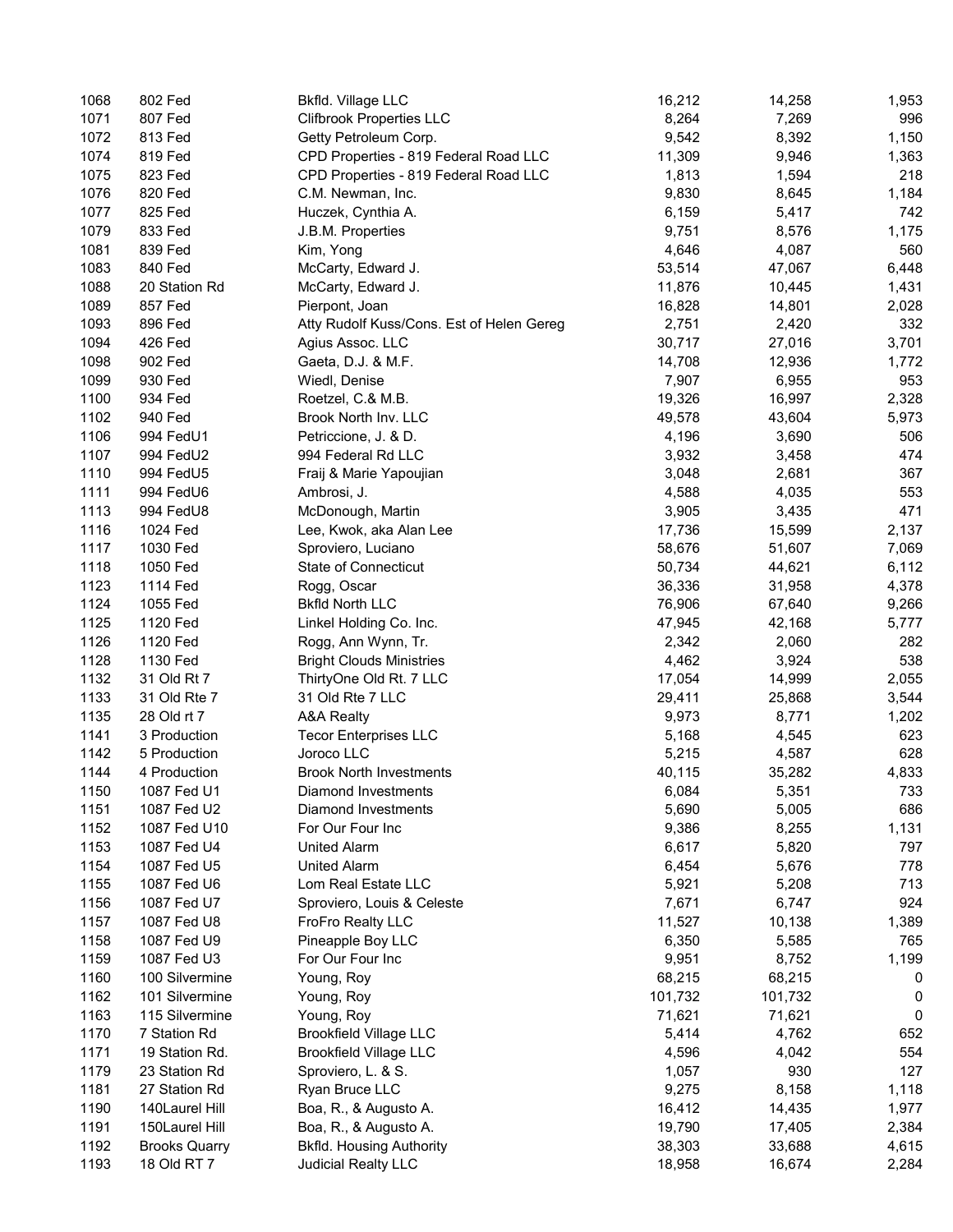| | | | | | |
|---|---|---|---|---|---|
| 1068 | 802 Fed | Bkfld. Village LLC | 16,212 | 14,258 | 1,953 |
| 1071 | 807 Fed | Clifbrook Properties LLC | 8,264 | 7,269 | 996 |
| 1072 | 813 Fed | Getty Petroleum Corp. | 9,542 | 8,392 | 1,150 |
| 1074 | 819 Fed | CPD Properties - 819 Federal Road LLC | 11,309 | 9,946 | 1,363 |
| 1075 | 823 Fed | CPD Properties - 819 Federal Road LLC | 1,813 | 1,594 | 218 |
| 1076 | 820 Fed | C.M. Newman, Inc. | 9,830 | 8,645 | 1,184 |
| 1077 | 825 Fed | Huczek, Cynthia A. | 6,159 | 5,417 | 742 |
| 1079 | 833 Fed | J.B.M. Properties | 9,751 | 8,576 | 1,175 |
| 1081 | 839 Fed | Kim, Yong | 4,646 | 4,087 | 560 |
| 1083 | 840 Fed | McCarty, Edward J. | 53,514 | 47,067 | 6,448 |
| 1088 | 20 Station Rd | McCarty, Edward J. | 11,876 | 10,445 | 1,431 |
| 1089 | 857 Fed | Pierpont, Joan | 16,828 | 14,801 | 2,028 |
| 1093 | 896 Fed | Atty Rudolf Kuss/Cons. Est of Helen Gereg | 2,751 | 2,420 | 332 |
| 1094 | 426 Fed | Agius Assoc. LLC | 30,717 | 27,016 | 3,701 |
| 1098 | 902 Fed | Gaeta, D.J. & M.F. | 14,708 | 12,936 | 1,772 |
| 1099 | 930 Fed | Wiedl, Denise | 7,907 | 6,955 | 953 |
| 1100 | 934 Fed | Roetzel, C.& M.B. | 19,326 | 16,997 | 2,328 |
| 1102 | 940 Fed | Brook North Inv. LLC | 49,578 | 43,604 | 5,973 |
| 1106 | 994 FedU1 | Petriccione, J. & D. | 4,196 | 3,690 | 506 |
| 1107 | 994 FedU2 | 994 Federal Rd LLC | 3,932 | 3,458 | 474 |
| 1110 | 994 FedU5 | Fraij & Marie Yapoujian | 3,048 | 2,681 | 367 |
| 1111 | 994 FedU6 | Ambrosi, J. | 4,588 | 4,035 | 553 |
| 1113 | 994 FedU8 | McDonough, Martin | 3,905 | 3,435 | 471 |
| 1116 | 1024 Fed | Lee, Kwok, aka Alan Lee | 17,736 | 15,599 | 2,137 |
| 1117 | 1030 Fed | Sproviero, Luciano | 58,676 | 51,607 | 7,069 |
| 1118 | 1050 Fed | State of Connecticut | 50,734 | 44,621 | 6,112 |
| 1123 | 1114 Fed | Rogg, Oscar | 36,336 | 31,958 | 4,378 |
| 1124 | 1055 Fed | Bkfld North LLC | 76,906 | 67,640 | 9,266 |
| 1125 | 1120 Fed | Linkel Holding Co. Inc. | 47,945 | 42,168 | 5,777 |
| 1126 | 1120 Fed | Rogg, Ann Wynn, Tr. | 2,342 | 2,060 | 282 |
| 1128 | 1130 Fed | Bright Clouds Ministries | 4,462 | 3,924 | 538 |
| 1132 | 31 Old Rt 7 | ThirtyOne Old Rt. 7 LLC | 17,054 | 14,999 | 2,055 |
| 1133 | 31 Old Rte 7 | 31 Old Rte 7 LLC | 29,411 | 25,868 | 3,544 |
| 1135 | 28 Old rt 7 | A&A Realty | 9,973 | 8,771 | 1,202 |
| 1141 | 3 Production | Tecor Enterprises LLC | 5,168 | 4,545 | 623 |
| 1142 | 5 Production | Joroco LLC | 5,215 | 4,587 | 628 |
| 1144 | 4 Production | Brook North Investments | 40,115 | 35,282 | 4,833 |
| 1150 | 1087 Fed U1 | Diamond Investments | 6,084 | 5,351 | 733 |
| 1151 | 1087 Fed U2 | Diamond Investments | 5,690 | 5,005 | 686 |
| 1152 | 1087 Fed U10 | For Our Four Inc | 9,386 | 8,255 | 1,131 |
| 1153 | 1087 Fed U4 | United Alarm | 6,617 | 5,820 | 797 |
| 1154 | 1087 Fed U5 | United Alarm | 6,454 | 5,676 | 778 |
| 1155 | 1087 Fed U6 | Lom Real Estate LLC | 5,921 | 5,208 | 713 |
| 1156 | 1087 Fed U7 | Sproviero, Louis & Celeste | 7,671 | 6,747 | 924 |
| 1157 | 1087 Fed U8 | FroFro Realty LLC | 11,527 | 10,138 | 1,389 |
| 1158 | 1087 Fed U9 | Pineapple Boy LLC | 6,350 | 5,585 | 765 |
| 1159 | 1087 Fed U3 | For Our Four Inc | 9,951 | 8,752 | 1,199 |
| 1160 | 100 Silvermine | Young, Roy | 68,215 | 68,215 | 0 |
| 1162 | 101 Silvermine | Young, Roy | 101,732 | 101,732 | 0 |
| 1163 | 115 Silvermine | Young, Roy | 71,621 | 71,621 | 0 |
| 1170 | 7 Station Rd | Brookfield Village LLC | 5,414 | 4,762 | 652 |
| 1171 | 19 Station Rd. | Brookfield Village LLC | 4,596 | 4,042 | 554 |
| 1179 | 23 Station Rd | Sproviero, L. & S. | 1,057 | 930 | 127 |
| 1181 | 27 Station Rd | Ryan Bruce LLC | 9,275 | 8,158 | 1,118 |
| 1190 | 140Laurel Hill | Boa, R., & Augusto A. | 16,412 | 14,435 | 1,977 |
| 1191 | 150Laurel Hill | Boa, R., & Augusto A. | 19,790 | 17,405 | 2,384 |
| 1192 | Brooks Quarry | Bkfld. Housing Authority | 38,303 | 33,688 | 4,615 |
| 1193 | 18 Old RT 7 | Judicial Realty LLC | 18,958 | 16,674 | 2,284 |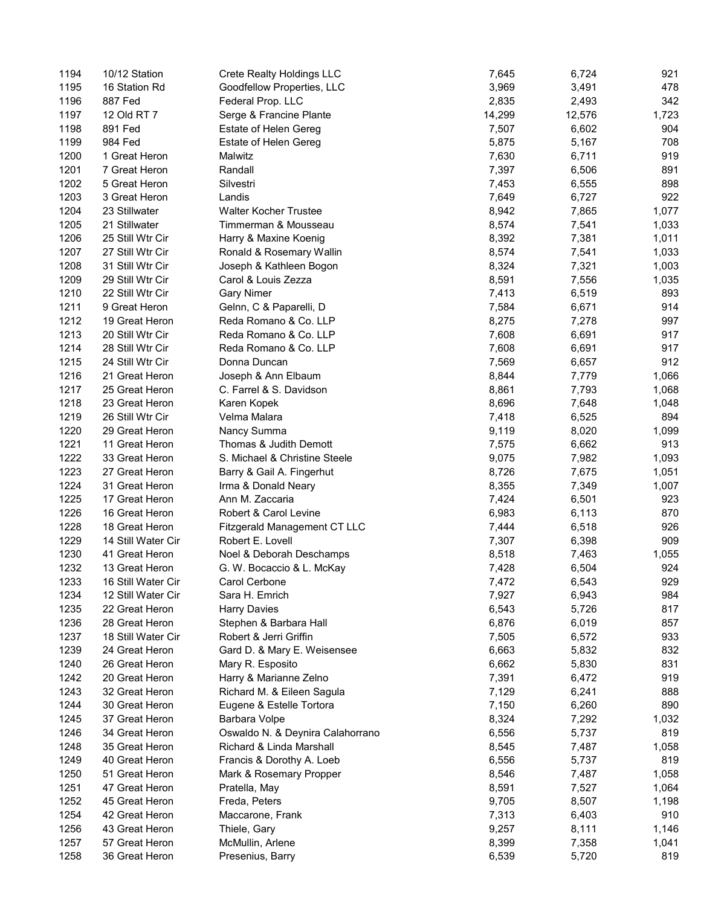| | | | | | |
|---|---|---|---|---|---|
| 1194 | 10/12 Station | Crete Realty Holdings LLC | 7,645 | 6,724 | 921 |
| 1195 | 16 Station Rd | Goodfellow Properties, LLC | 3,969 | 3,491 | 478 |
| 1196 | 887 Fed | Federal Prop. LLC | 2,835 | 2,493 | 342 |
| 1197 | 12 Old RT 7 | Serge & Francine Plante | 14,299 | 12,576 | 1,723 |
| 1198 | 891 Fed | Estate of Helen Gereg | 7,507 | 6,602 | 904 |
| 1199 | 984 Fed | Estate of Helen Gereg | 5,875 | 5,167 | 708 |
| 1200 | 1 Great Heron | Malwitz | 7,630 | 6,711 | 919 |
| 1201 | 7 Great Heron | Randall | 7,397 | 6,506 | 891 |
| 1202 | 5 Great Heron | Silvestri | 7,453 | 6,555 | 898 |
| 1203 | 3 Great Heron | Landis | 7,649 | 6,727 | 922 |
| 1204 | 23 Stillwater | Walter Kocher Trustee | 8,942 | 7,865 | 1,077 |
| 1205 | 21 Stillwater | Timmerman & Mousseau | 8,574 | 7,541 | 1,033 |
| 1206 | 25 Still Wtr Cir | Harry & Maxine Koenig | 8,392 | 7,381 | 1,011 |
| 1207 | 27 Still Wtr Cir | Ronald & Rosemary Wallin | 8,574 | 7,541 | 1,033 |
| 1208 | 31 Still Wtr Cir | Joseph & Kathleen Bogon | 8,324 | 7,321 | 1,003 |
| 1209 | 29 Still Wtr Cir | Carol & Louis Zezza | 8,591 | 7,556 | 1,035 |
| 1210 | 22 Still Wtr Cir | Gary Nimer | 7,413 | 6,519 | 893 |
| 1211 | 9 Great Heron | Gelnn, C & Paparelli, D | 7,584 | 6,671 | 914 |
| 1212 | 19 Great Heron | Reda Romano & Co. LLP | 8,275 | 7,278 | 997 |
| 1213 | 20 Still Wtr Cir | Reda Romano & Co. LLP | 7,608 | 6,691 | 917 |
| 1214 | 28 Still Wtr Cir | Reda Romano & Co. LLP | 7,608 | 6,691 | 917 |
| 1215 | 24 Still Wtr Cir | Donna Duncan | 7,569 | 6,657 | 912 |
| 1216 | 21 Great Heron | Joseph & Ann Elbaum | 8,844 | 7,779 | 1,066 |
| 1217 | 25 Great Heron | C. Farrel & S. Davidson | 8,861 | 7,793 | 1,068 |
| 1218 | 23 Great Heron | Karen Kopek | 8,696 | 7,648 | 1,048 |
| 1219 | 26 Still Wtr Cir | Velma Malara | 7,418 | 6,525 | 894 |
| 1220 | 29 Great Heron | Nancy Summa | 9,119 | 8,020 | 1,099 |
| 1221 | 11 Great Heron | Thomas & Judith Demott | 7,575 | 6,662 | 913 |
| 1222 | 33 Great Heron | S. Michael & Christine Steele | 9,075 | 7,982 | 1,093 |
| 1223 | 27 Great Heron | Barry & Gail A. Fingerhut | 8,726 | 7,675 | 1,051 |
| 1224 | 31 Great Heron | Irma & Donald Neary | 8,355 | 7,349 | 1,007 |
| 1225 | 17 Great Heron | Ann M. Zaccaria | 7,424 | 6,501 | 923 |
| 1226 | 16 Great Heron | Robert & Carol Levine | 6,983 | 6,113 | 870 |
| 1228 | 18 Great Heron | Fitzgerald Management CT LLC | 7,444 | 6,518 | 926 |
| 1229 | 14 Still Water Cir | Robert E. Lovell | 7,307 | 6,398 | 909 |
| 1230 | 41 Great Heron | Noel & Deborah Deschamps | 8,518 | 7,463 | 1,055 |
| 1232 | 13 Great Heron | G. W. Bocaccio & L. McKay | 7,428 | 6,504 | 924 |
| 1233 | 16 Still Water Cir | Carol Cerbone | 7,472 | 6,543 | 929 |
| 1234 | 12 Still Water Cir | Sara H. Emrich | 7,927 | 6,943 | 984 |
| 1235 | 22 Great Heron | Harry Davies | 6,543 | 5,726 | 817 |
| 1236 | 28 Great Heron | Stephen & Barbara Hall | 6,876 | 6,019 | 857 |
| 1237 | 18 Still Water Cir | Robert & Jerri Griffin | 7,505 | 6,572 | 933 |
| 1239 | 24 Great Heron | Gard D. & Mary E. Weisensee | 6,663 | 5,832 | 832 |
| 1240 | 26 Great Heron | Mary R. Esposito | 6,662 | 5,830 | 831 |
| 1242 | 20 Great Heron | Harry & Marianne Zelno | 7,391 | 6,472 | 919 |
| 1243 | 32 Great Heron | Richard M. & Eileen Sagula | 7,129 | 6,241 | 888 |
| 1244 | 30 Great Heron | Eugene & Estelle Tortora | 7,150 | 6,260 | 890 |
| 1245 | 37 Great Heron | Barbara Volpe | 8,324 | 7,292 | 1,032 |
| 1246 | 34 Great Heron | Oswaldo N. & Deynira Calahorrano | 6,556 | 5,737 | 819 |
| 1248 | 35 Great Heron | Richard & Linda Marshall | 8,545 | 7,487 | 1,058 |
| 1249 | 40 Great Heron | Francis & Dorothy A. Loeb | 6,556 | 5,737 | 819 |
| 1250 | 51 Great Heron | Mark & Rosemary Propper | 8,546 | 7,487 | 1,058 |
| 1251 | 47 Great Heron | Pratella, May | 8,591 | 7,527 | 1,064 |
| 1252 | 45 Great Heron | Freda, Peters | 9,705 | 8,507 | 1,198 |
| 1254 | 42 Great Heron | Maccarone, Frank | 7,313 | 6,403 | 910 |
| 1256 | 43 Great Heron | Thiele, Gary | 9,257 | 8,111 | 1,146 |
| 1257 | 57 Great Heron | McMullin, Arlene | 8,399 | 7,358 | 1,041 |
| 1258 | 36 Great Heron | Presenius, Barry | 6,539 | 5,720 | 819 |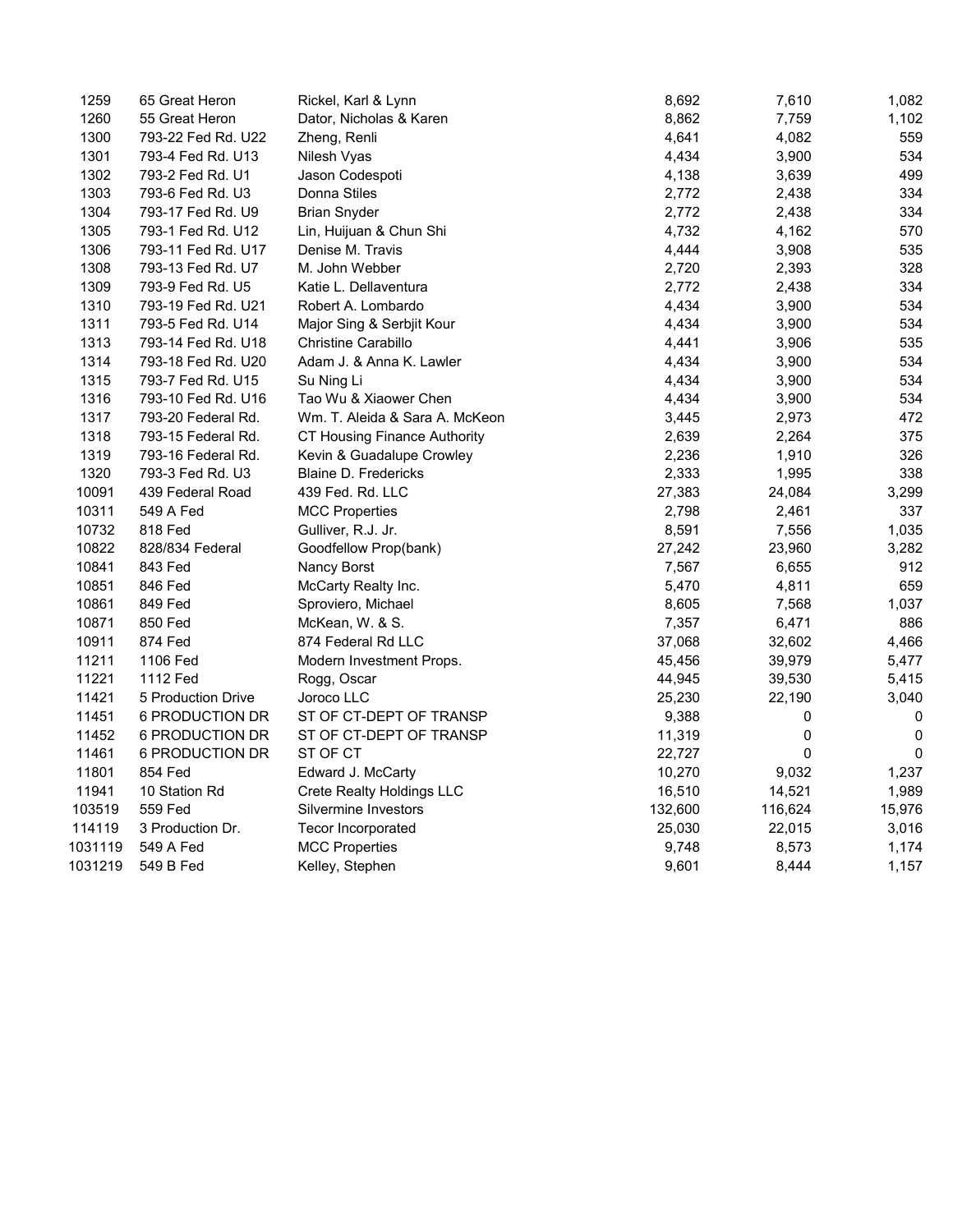| | | | | | |
|---|---|---|---|---|---|
| 1259 | 65 Great Heron | Rickel, Karl & Lynn | 8,692 | 7,610 | 1,082 |
| 1260 | 55 Great Heron | Dator, Nicholas & Karen | 8,862 | 7,759 | 1,102 |
| 1300 | 793-22 Fed Rd. U22 | Zheng, Renli | 4,641 | 4,082 | 559 |
| 1301 | 793-4 Fed Rd. U13 | Nilesh Vyas | 4,434 | 3,900 | 534 |
| 1302 | 793-2 Fed Rd. U1 | Jason Codespoti | 4,138 | 3,639 | 499 |
| 1303 | 793-6 Fed Rd. U3 | Donna Stiles | 2,772 | 2,438 | 334 |
| 1304 | 793-17 Fed Rd. U9 | Brian Snyder | 2,772 | 2,438 | 334 |
| 1305 | 793-1 Fed Rd. U12 | Lin, Huijuan & Chun Shi | 4,732 | 4,162 | 570 |
| 1306 | 793-11 Fed Rd. U17 | Denise M. Travis | 4,444 | 3,908 | 535 |
| 1308 | 793-13 Fed Rd. U7 | M. John Webber | 2,720 | 2,393 | 328 |
| 1309 | 793-9 Fed Rd. U5 | Katie L. Dellaventura | 2,772 | 2,438 | 334 |
| 1310 | 793-19 Fed Rd. U21 | Robert A. Lombardo | 4,434 | 3,900 | 534 |
| 1311 | 793-5 Fed Rd. U14 | Major Sing & Serbjit Kour | 4,434 | 3,900 | 534 |
| 1313 | 793-14 Fed Rd. U18 | Christine Carabillo | 4,441 | 3,906 | 535 |
| 1314 | 793-18 Fed Rd. U20 | Adam J. & Anna K. Lawler | 4,434 | 3,900 | 534 |
| 1315 | 793-7 Fed Rd. U15 | Su Ning Li | 4,434 | 3,900 | 534 |
| 1316 | 793-10 Fed Rd. U16 | Tao Wu & Xiaower Chen | 4,434 | 3,900 | 534 |
| 1317 | 793-20 Federal Rd. | Wm. T. Aleida & Sara A. McKeon | 3,445 | 2,973 | 472 |
| 1318 | 793-15 Federal Rd. | CT Housing Finance Authority | 2,639 | 2,264 | 375 |
| 1319 | 793-16 Federal Rd. | Kevin & Guadalupe Crowley | 2,236 | 1,910 | 326 |
| 1320 | 793-3 Fed Rd. U3 | Blaine D. Fredericks | 2,333 | 1,995 | 338 |
| 10091 | 439 Federal Road | 439 Fed. Rd. LLC | 27,383 | 24,084 | 3,299 |
| 10311 | 549 A Fed | MCC Properties | 2,798 | 2,461 | 337 |
| 10732 | 818 Fed | Gulliver, R.J. Jr. | 8,591 | 7,556 | 1,035 |
| 10822 | 828/834 Federal | Goodfellow Prop(bank) | 27,242 | 23,960 | 3,282 |
| 10841 | 843 Fed | Nancy Borst | 7,567 | 6,655 | 912 |
| 10851 | 846 Fed | McCarty Realty Inc. | 5,470 | 4,811 | 659 |
| 10861 | 849 Fed | Sproviero, Michael | 8,605 | 7,568 | 1,037 |
| 10871 | 850 Fed | McKean, W. & S. | 7,357 | 6,471 | 886 |
| 10911 | 874 Fed | 874 Federal Rd LLC | 37,068 | 32,602 | 4,466 |
| 11211 | 1106 Fed | Modern Investment Props. | 45,456 | 39,979 | 5,477 |
| 11221 | 1112 Fed | Rogg, Oscar | 44,945 | 39,530 | 5,415 |
| 11421 | 5 Production Drive | Joroco LLC | 25,230 | 22,190 | 3,040 |
| 11451 | 6 PRODUCTION DR | ST OF CT-DEPT OF TRANSP | 9,388 | 0 | 0 |
| 11452 | 6 PRODUCTION DR | ST OF CT-DEPT OF TRANSP | 11,319 | 0 | 0 |
| 11461 | 6 PRODUCTION DR | ST OF CT | 22,727 | 0 | 0 |
| 11801 | 854 Fed | Edward J. McCarty | 10,270 | 9,032 | 1,237 |
| 11941 | 10 Station Rd | Crete Realty Holdings LLC | 16,510 | 14,521 | 1,989 |
| 103519 | 559 Fed | Silvermine Investors | 132,600 | 116,624 | 15,976 |
| 114119 | 3 Production Dr. | Tecor Incorporated | 25,030 | 22,015 | 3,016 |
| 1031119 | 549 A Fed | MCC Properties | 9,748 | 8,573 | 1,174 |
| 1031219 | 549 B Fed | Kelley, Stephen | 9,601 | 8,444 | 1,157 |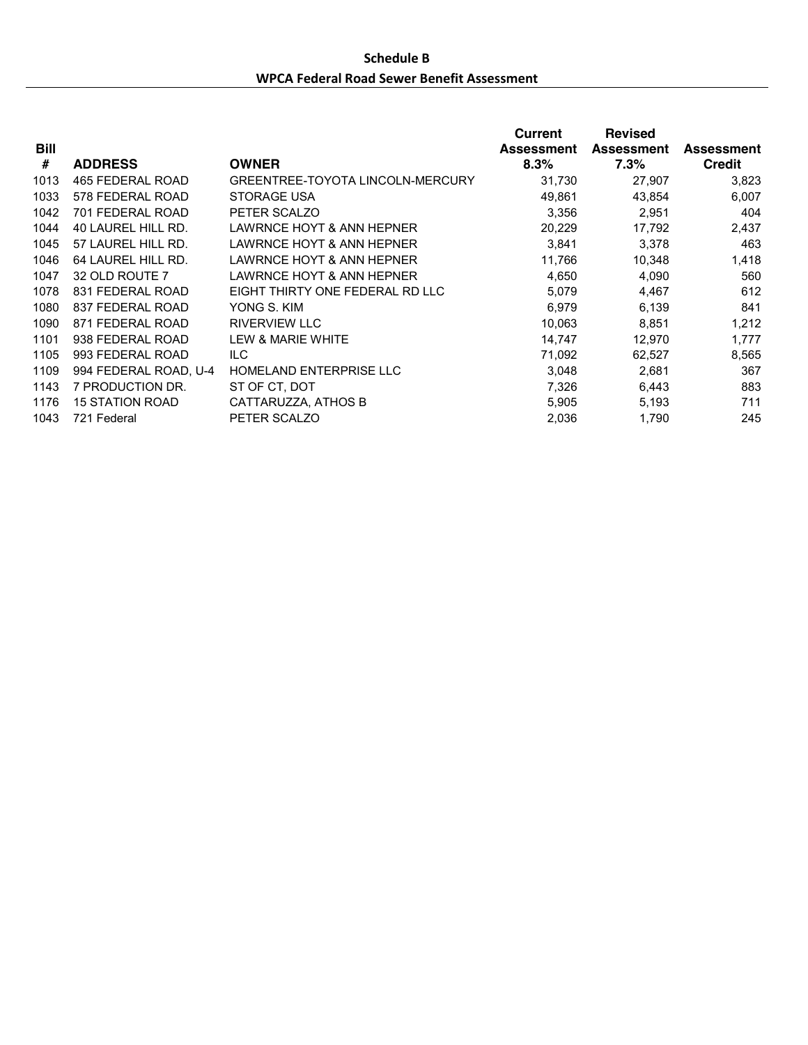# Schedule B

## WPCA Federal Road Sewer Benefit Assessment

| Bill # | ADDRESS | OWNER | Current Assessment 8.3% | Revised Assessment 7.3% | Assessment Credit |
|---|---|---|---|---|---|
| 1013 | 465 FEDERAL ROAD | GREENTREE-TOYOTA LINCOLN-MERCURY | 31,730 | 27,907 | 3,823 |
| 1033 | 578 FEDERAL ROAD | STORAGE USA | 49,861 | 43,854 | 6,007 |
| 1042 | 701 FEDERAL ROAD | PETER SCALZO | 3,356 | 2,951 | 404 |
| 1044 | 40 LAUREL HILL RD. | LAWRNCE HOYT & ANN HEPNER | 20,229 | 17,792 | 2,437 |
| 1045 | 57 LAUREL HILL RD. | LAWRNCE HOYT & ANN HEPNER | 3,841 | 3,378 | 463 |
| 1046 | 64 LAUREL HILL RD. | LAWRNCE HOYT & ANN HEPNER | 11,766 | 10,348 | 1,418 |
| 1047 | 32 OLD ROUTE 7 | LAWRNCE HOYT & ANN HEPNER | 4,650 | 4,090 | 560 |
| 1078 | 831 FEDERAL ROAD | EIGHT THIRTY ONE FEDERAL RD LLC | 5,079 | 4,467 | 612 |
| 1080 | 837 FEDERAL ROAD | YONG S. KIM | 6,979 | 6,139 | 841 |
| 1090 | 871 FEDERAL ROAD | RIVERVIEW LLC | 10,063 | 8,851 | 1,212 |
| 1101 | 938 FEDERAL ROAD | LEW & MARIE WHITE | 14,747 | 12,970 | 1,777 |
| 1105 | 993 FEDERAL ROAD | ILC | 71,092 | 62,527 | 8,565 |
| 1109 | 994 FEDERAL ROAD, U-4 | HOMELAND ENTERPRISE LLC | 3,048 | 2,681 | 367 |
| 1143 | 7 PRODUCTION DR. | ST OF CT, DOT | 7,326 | 6,443 | 883 |
| 1176 | 15 STATION ROAD | CATTARUZZA, ATHOS B | 5,905 | 5,193 | 711 |
| 1043 | 721 Federal | PETER SCALZO | 2,036 | 1,790 | 245 |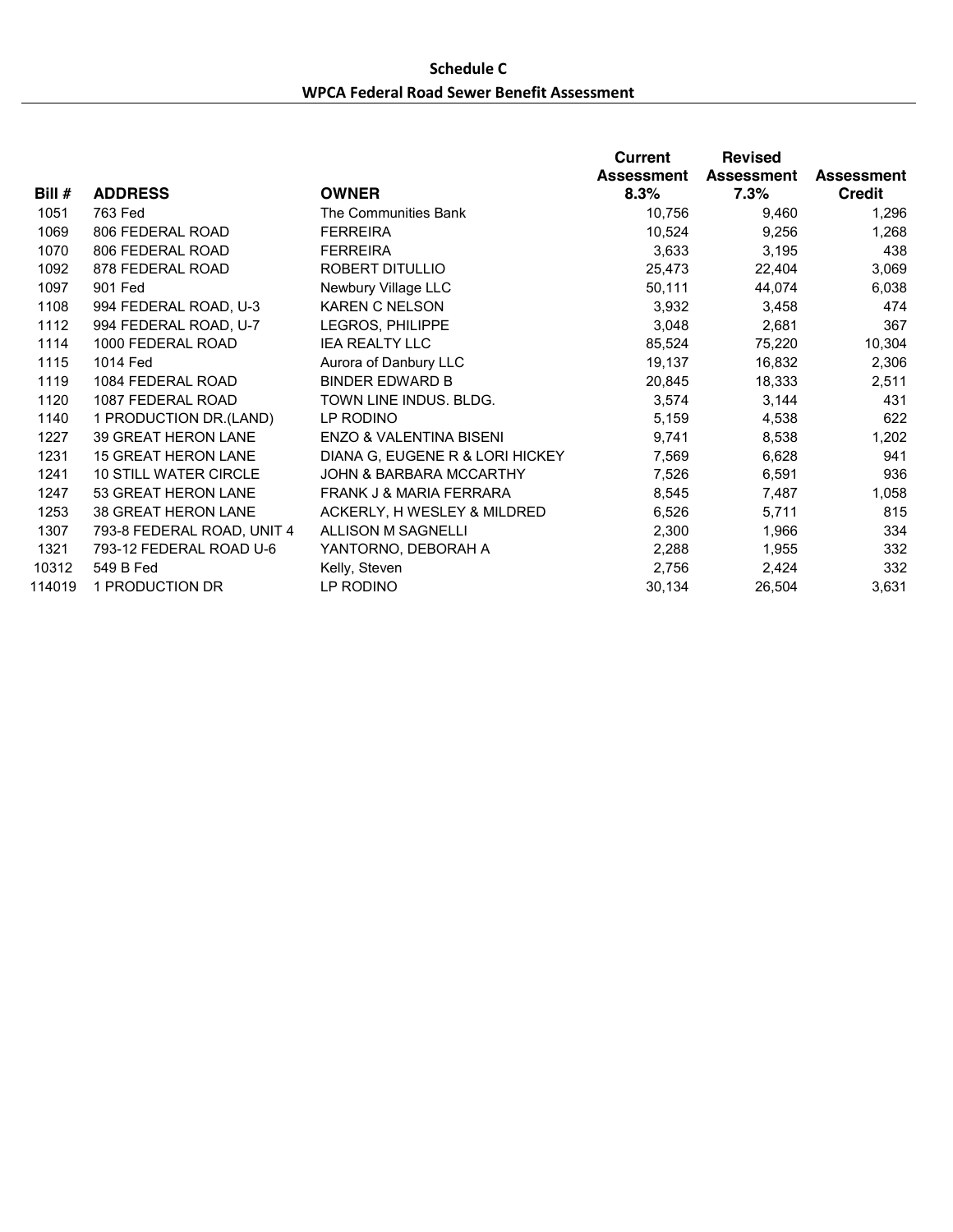# Schedule C

## WPCA Federal Road Sewer Benefit Assessment

| Bill # | ADDRESS | OWNER | Current Assessment 8.3% | Revised Assessment 7.3% | Assessment Credit |
|---|---|---|---|---|---|
| 1051 | 763 Fed | The Communities Bank | 10,756 | 9,460 | 1,296 |
| 1069 | 806 FEDERAL ROAD | FERREIRA | 10,524 | 9,256 | 1,268 |
| 1070 | 806 FEDERAL ROAD | FERREIRA | 3,633 | 3,195 | 438 |
| 1092 | 878 FEDERAL ROAD | ROBERT DITULLIO | 25,473 | 22,404 | 3,069 |
| 1097 | 901 Fed | Newbury Village LLC | 50,111 | 44,074 | 6,038 |
| 1108 | 994 FEDERAL ROAD, U-3 | KAREN C NELSON | 3,932 | 3,458 | 474 |
| 1112 | 994 FEDERAL ROAD, U-7 | LEGROS, PHILIPPE | 3,048 | 2,681 | 367 |
| 1114 | 1000 FEDERAL ROAD | IEA REALTY LLC | 85,524 | 75,220 | 10,304 |
| 1115 | 1014 Fed | Aurora of Danbury LLC | 19,137 | 16,832 | 2,306 |
| 1119 | 1084 FEDERAL ROAD | BINDER EDWARD B | 20,845 | 18,333 | 2,511 |
| 1120 | 1087 FEDERAL ROAD | TOWN LINE INDUS. BLDG. | 3,574 | 3,144 | 431 |
| 1140 | 1 PRODUCTION DR.(LAND) | LP RODINO | 5,159 | 4,538 | 622 |
| 1227 | 39 GREAT HERON LANE | ENZO & VALENTINA BISENI | 9,741 | 8,538 | 1,202 |
| 1231 | 15 GREAT HERON LANE | DIANA G, EUGENE R & LORI HICKEY | 7,569 | 6,628 | 941 |
| 1241 | 10 STILL WATER CIRCLE | JOHN & BARBARA MCCARTHY | 7,526 | 6,591 | 936 |
| 1247 | 53 GREAT HERON LANE | FRANK J & MARIA FERRARA | 8,545 | 7,487 | 1,058 |
| 1253 | 38 GREAT HERON LANE | ACKERLY, H WESLEY & MILDRED | 6,526 | 5,711 | 815 |
| 1307 | 793-8 FEDERAL ROAD, UNIT 4 | ALLISON M SAGNELLI | 2,300 | 1,966 | 334 |
| 1321 | 793-12 FEDERAL ROAD U-6 | YANTORNO, DEBORAH A | 2,288 | 1,955 | 332 |
| 10312 | 549 B Fed | Kelly, Steven | 2,756 | 2,424 | 332 |
| 114019 | 1 PRODUCTION DR | LP RODINO | 30,134 | 26,504 | 3,631 |